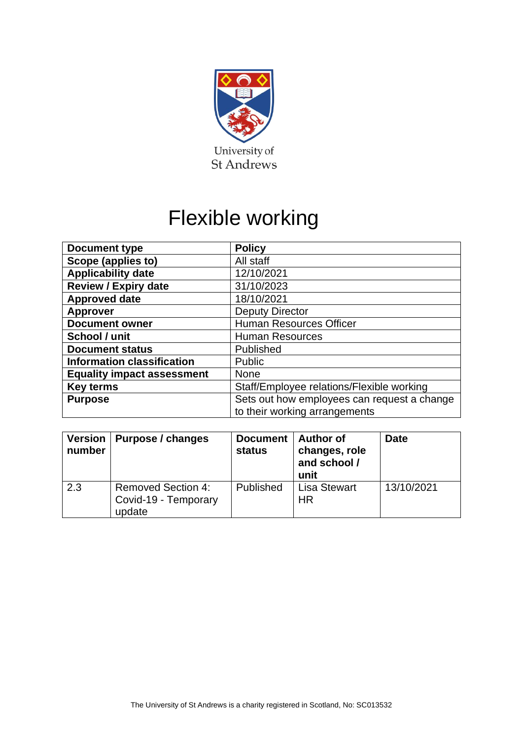University of St Andrews

# Flexible working

| Document type | Policy |
|---|---|
| Scope (applies to) | All staff |
| Applicability date | 12/10/2021 |
| Review / Expiry date | 31/10/2023 |
| Approved date | 18/10/2021 |
| Approver | Deputy Director |
| Document owner | Human Resources Officer |
| School / unit | Human Resources |
| Document status | Published |
| Information classification | Public |
| Equality impact assessment | None |
| Key terms | Staff/Employee relations/Flexible working |
| Purpose | Sets out how employees can request a change to their working arrangements |

| Version number | Purpose / changes | Document status | Author of changes, role and school / unit | Date |
|---|---|---|---|---|
| 2.3 | Removed Section 4: Covid-19 - Temporary update | Published | Lisa Stewart HR | 13/10/2021 |

The University of St Andrews is a charity registered in Scotland, No: SC013532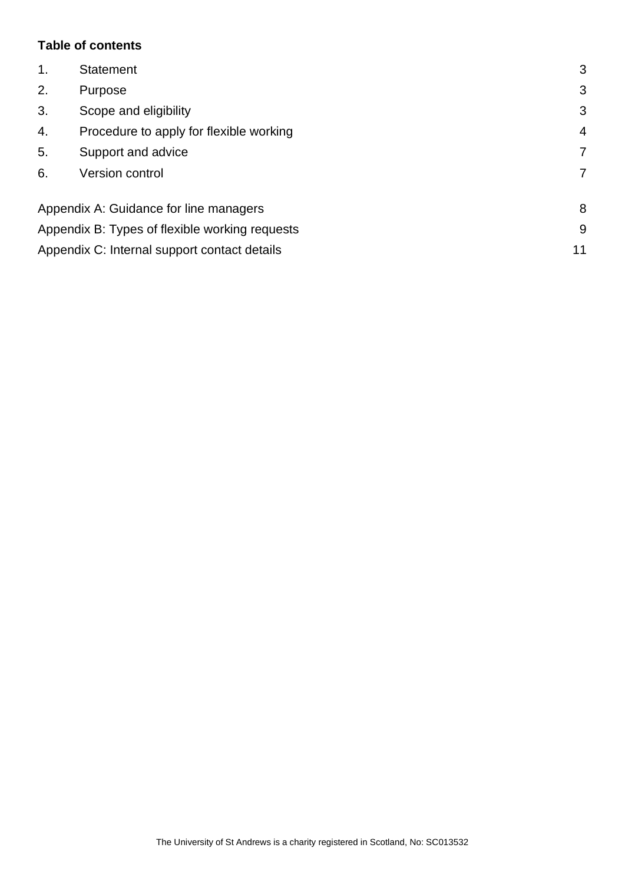**Table of contents**

| | | |
|---|---|---|
| 1. | Statement | 3 |
| 2. | Purpose | 3 |
| 3. | Scope and eligibility | 3 |
| 4. | Procedure to apply for flexible working | 4 |
| 5. | Support and advice | 7 |
| 6. | Version control | 7 |

| | |
|---|---|
| Appendix A: Guidance for line managers | 8 |
| Appendix B: Types of flexible working requests | 9 |
| Appendix C: Internal support contact details | 11 |

The University of St Andrews is a charity registered in Scotland, No: SC013532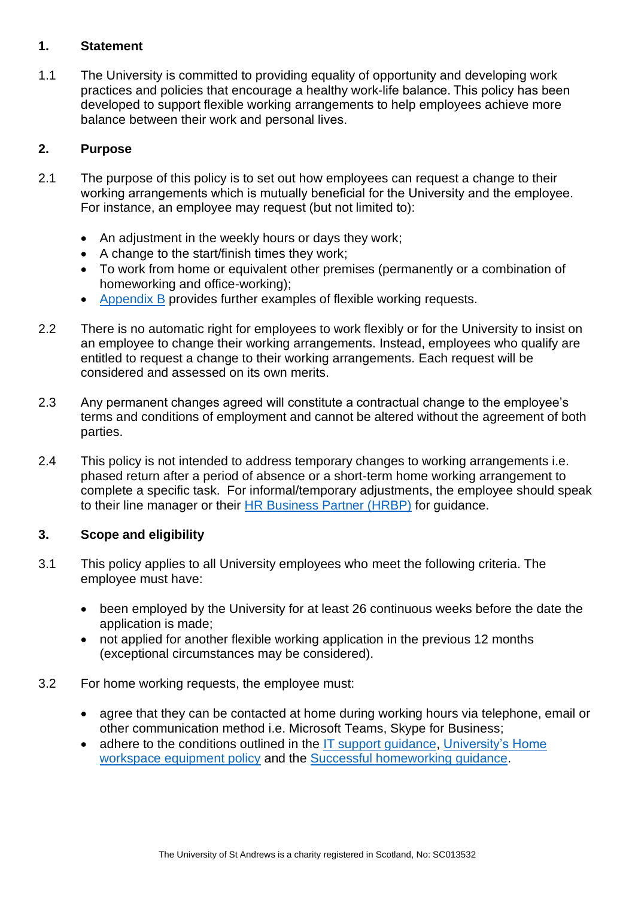## 1. Statement

1.1 The University is committed to providing equality of opportunity and developing work practices and policies that encourage a healthy work-life balance. This policy has been developed to support flexible working arrangements to help employees achieve more balance between their work and personal lives.

## 2. Purpose

2.1 The purpose of this policy is to set out how employees can request a change to their working arrangements which is mutually beneficial for the University and the employee. For instance, an employee may request (but not limited to):

- An adjustment in the weekly hours or days they work;
- A change to the start/finish times they work;
- To work from home or equivalent other premises (permanently or a combination of homeworking and office-working);
- Appendix B provides further examples of flexible working requests.

2.2 There is no automatic right for employees to work flexibly or for the University to insist on an employee to change their working arrangements. Instead, employees who qualify are entitled to request a change to their working arrangements. Each request will be considered and assessed on its own merits.

2.3 Any permanent changes agreed will constitute a contractual change to the employee's terms and conditions of employment and cannot be altered without the agreement of both parties.

2.4 This policy is not intended to address temporary changes to working arrangements i.e. phased return after a period of absence or a short-term home working arrangement to complete a specific task. For informal/temporary adjustments, the employee should speak to their line manager or their HR Business Partner (HRBP) for guidance.

## 3. Scope and eligibility

3.1 This policy applies to all University employees who meet the following criteria. The employee must have:

- been employed by the University for at least 26 continuous weeks before the date the application is made;
- not applied for another flexible working application in the previous 12 months (exceptional circumstances may be considered).

3.2 For home working requests, the employee must:

- agree that they can be contacted at home during working hours via telephone, email or other communication method i.e. Microsoft Teams, Skype for Business;
- adhere to the conditions outlined in the IT support guidance, University's Home workspace equipment policy and the Successful homeworking guidance.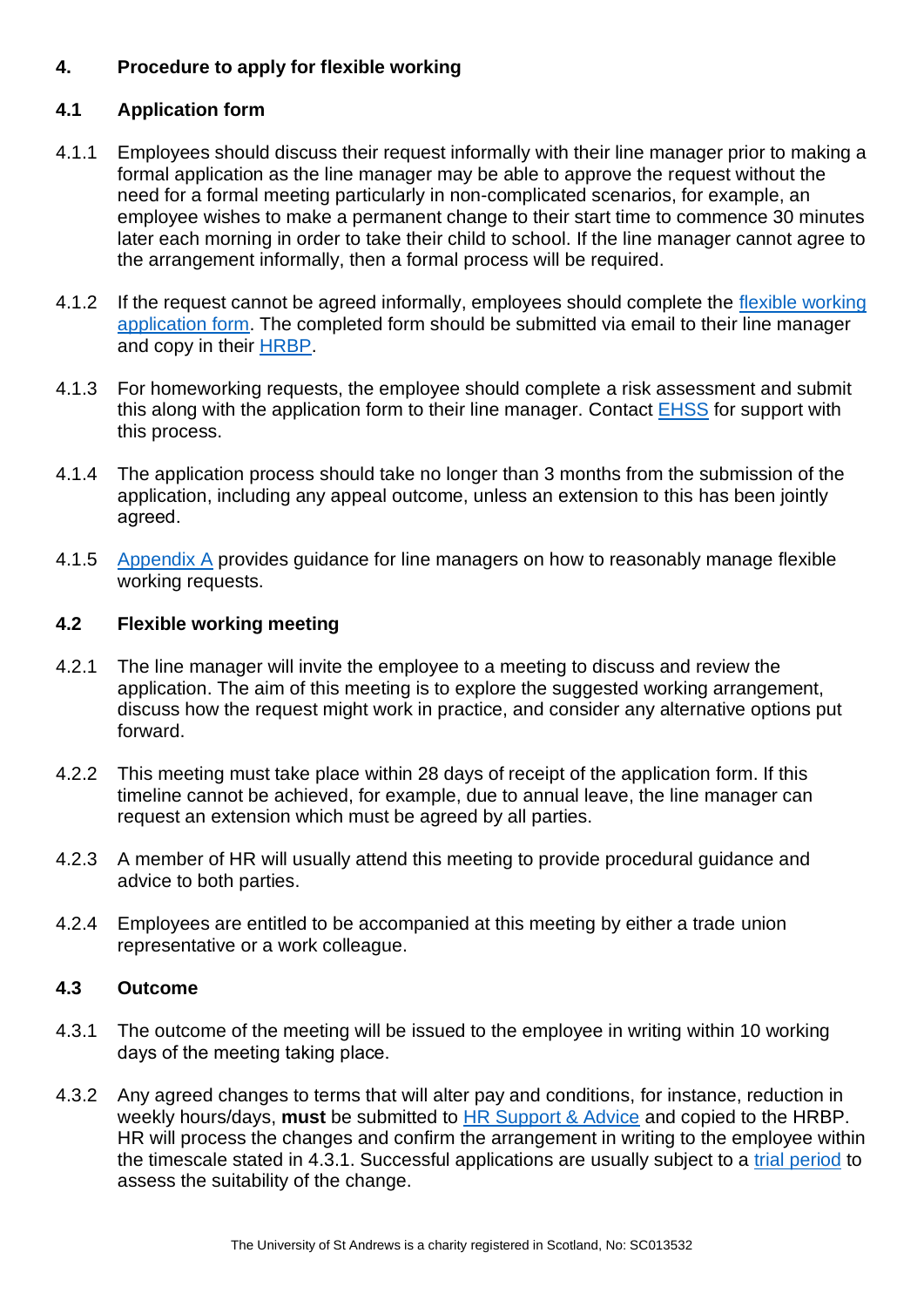## 4. Procedure to apply for flexible working

### 4.1 Application form

4.1.1 Employees should discuss their request informally with their line manager prior to making a formal application as the line manager may be able to approve the request without the need for a formal meeting particularly in non-complicated scenarios, for example, an employee wishes to make a permanent change to their start time to commence 30 minutes later each morning in order to take their child to school. If the line manager cannot agree to the arrangement informally, then a formal process will be required.

4.1.2 If the request cannot be agreed informally, employees should complete the flexible working application form. The completed form should be submitted via email to their line manager and copy in their HRBP.

4.1.3 For homeworking requests, the employee should complete a risk assessment and submit this along with the application form to their line manager. Contact EHSS for support with this process.

4.1.4 The application process should take no longer than 3 months from the submission of the application, including any appeal outcome, unless an extension to this has been jointly agreed.

4.1.5 Appendix A provides guidance for line managers on how to reasonably manage flexible working requests.

### 4.2 Flexible working meeting

4.2.1 The line manager will invite the employee to a meeting to discuss and review the application. The aim of this meeting is to explore the suggested working arrangement, discuss how the request might work in practice, and consider any alternative options put forward.

4.2.2 This meeting must take place within 28 days of receipt of the application form. If this timeline cannot be achieved, for example, due to annual leave, the line manager can request an extension which must be agreed by all parties.

4.2.3 A member of HR will usually attend this meeting to provide procedural guidance and advice to both parties.

4.2.4 Employees are entitled to be accompanied at this meeting by either a trade union representative or a work colleague.

### 4.3 Outcome

4.3.1 The outcome of the meeting will be issued to the employee in writing within 10 working days of the meeting taking place.

4.3.2 Any agreed changes to terms that will alter pay and conditions, for instance, reduction in weekly hours/days, **must** be submitted to HR Support & Advice and copied to the HRBP. HR will process the changes and confirm the arrangement in writing to the employee within the timescale stated in 4.3.1. Successful applications are usually subject to a trial period to assess the suitability of the change.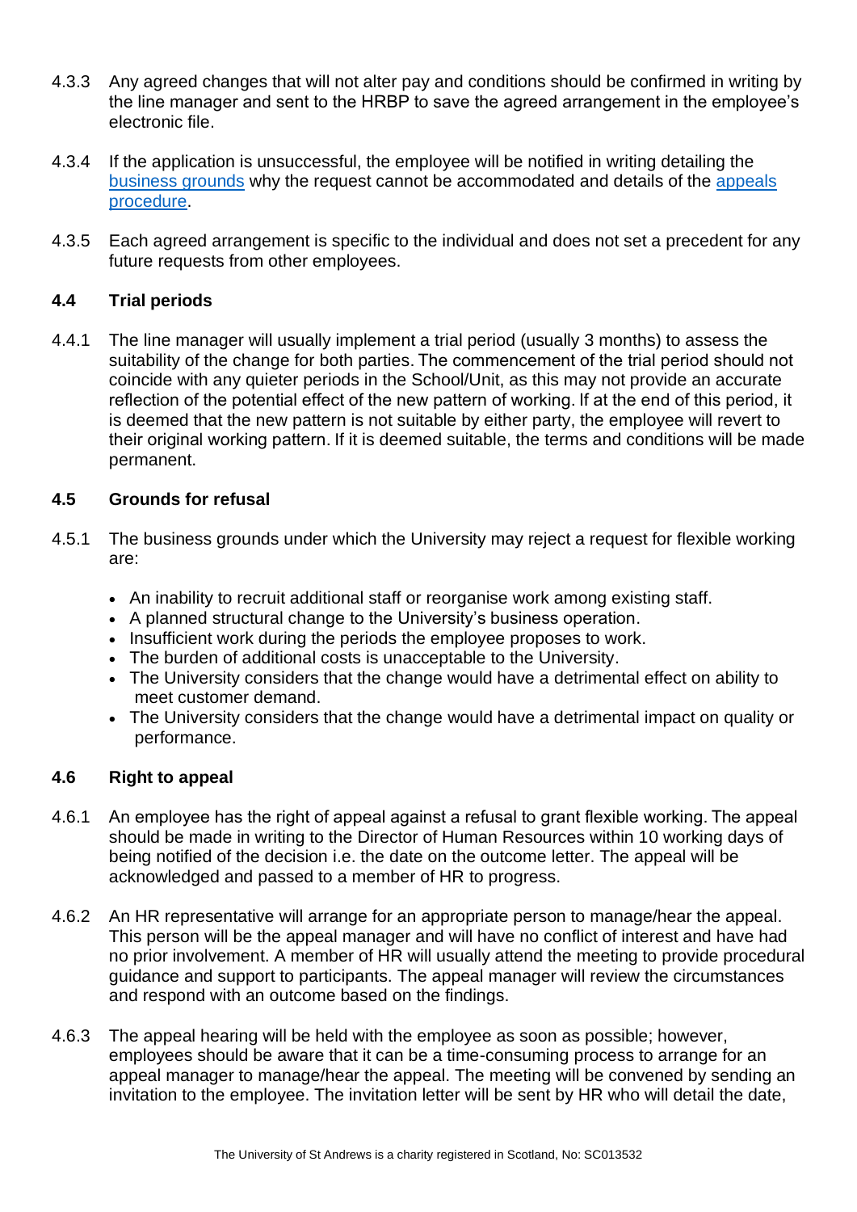4.3.3 Any agreed changes that will not alter pay and conditions should be confirmed in writing by the line manager and sent to the HRBP to save the agreed arrangement in the employee's electronic file.

4.3.4 If the application is unsuccessful, the employee will be notified in writing detailing the [business grounds] why the request cannot be accommodated and details of the [appeals procedure].

4.3.5 Each agreed arrangement is specific to the individual and does not set a precedent for any future requests from other employees.

### 4.4 Trial periods

4.4.1 The line manager will usually implement a trial period (usually 3 months) to assess the suitability of the change for both parties. The commencement of the trial period should not coincide with any quieter periods in the School/Unit, as this may not provide an accurate reflection of the potential effect of the new pattern of working. If at the end of this period, it is deemed that the new pattern is not suitable by either party, the employee will revert to their original working pattern. If it is deemed suitable, the terms and conditions will be made permanent.

### 4.5 Grounds for refusal

4.5.1 The business grounds under which the University may reject a request for flexible working are:

- An inability to recruit additional staff or reorganise work among existing staff.
- A planned structural change to the University's business operation.
- Insufficient work during the periods the employee proposes to work.
- The burden of additional costs is unacceptable to the University.
- The University considers that the change would have a detrimental effect on ability to meet customer demand.
- The University considers that the change would have a detrimental impact on quality or performance.

### 4.6 Right to appeal

4.6.1 An employee has the right of appeal against a refusal to grant flexible working. The appeal should be made in writing to the Director of Human Resources within 10 working days of being notified of the decision i.e. the date on the outcome letter. The appeal will be acknowledged and passed to a member of HR to progress.

4.6.2 An HR representative will arrange for an appropriate person to manage/hear the appeal. This person will be the appeal manager and will have no conflict of interest and have had no prior involvement. A member of HR will usually attend the meeting to provide procedural guidance and support to participants. The appeal manager will review the circumstances and respond with an outcome based on the findings.

4.6.3 The appeal hearing will be held with the employee as soon as possible; however, employees should be aware that it can be a time-consuming process to arrange for an appeal manager to manage/hear the appeal. The meeting will be convened by sending an invitation to the employee. The invitation letter will be sent by HR who will detail the date,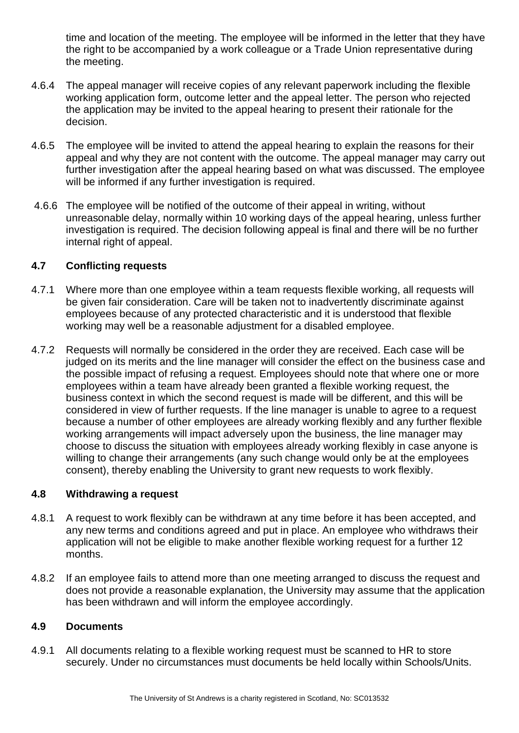time and location of the meeting. The employee will be informed in the letter that they have the right to be accompanied by a work colleague or a Trade Union representative during the meeting.

4.6.4 The appeal manager will receive copies of any relevant paperwork including the flexible working application form, outcome letter and the appeal letter. The person who rejected the application may be invited to the appeal hearing to present their rationale for the decision.

4.6.5 The employee will be invited to attend the appeal hearing to explain the reasons for their appeal and why they are not content with the outcome. The appeal manager may carry out further investigation after the appeal hearing based on what was discussed. The employee will be informed if any further investigation is required.

4.6.6 The employee will be notified of the outcome of their appeal in writing, without unreasonable delay, normally within 10 working days of the appeal hearing, unless further investigation is required. The decision following appeal is final and there will be no further internal right of appeal.

### 4.7 Conflicting requests

4.7.1 Where more than one employee within a team requests flexible working, all requests will be given fair consideration. Care will be taken not to inadvertently discriminate against employees because of any protected characteristic and it is understood that flexible working may well be a reasonable adjustment for a disabled employee.

4.7.2 Requests will normally be considered in the order they are received. Each case will be judged on its merits and the line manager will consider the effect on the business case and the possible impact of refusing a request. Employees should note that where one or more employees within a team have already been granted a flexible working request, the business context in which the second request is made will be different, and this will be considered in view of further requests. If the line manager is unable to agree to a request because a number of other employees are already working flexibly and any further flexible working arrangements will impact adversely upon the business, the line manager may choose to discuss the situation with employees already working flexibly in case anyone is willing to change their arrangements (any such change would only be at the employees consent), thereby enabling the University to grant new requests to work flexibly.

### 4.8 Withdrawing a request

4.8.1 A request to work flexibly can be withdrawn at any time before it has been accepted, and any new terms and conditions agreed and put in place. An employee who withdraws their application will not be eligible to make another flexible working request for a further 12 months.

4.8.2 If an employee fails to attend more than one meeting arranged to discuss the request and does not provide a reasonable explanation, the University may assume that the application has been withdrawn and will inform the employee accordingly.

### 4.9 Documents

4.9.1 All documents relating to a flexible working request must be scanned to HR to store securely. Under no circumstances must documents be held locally within Schools/Units.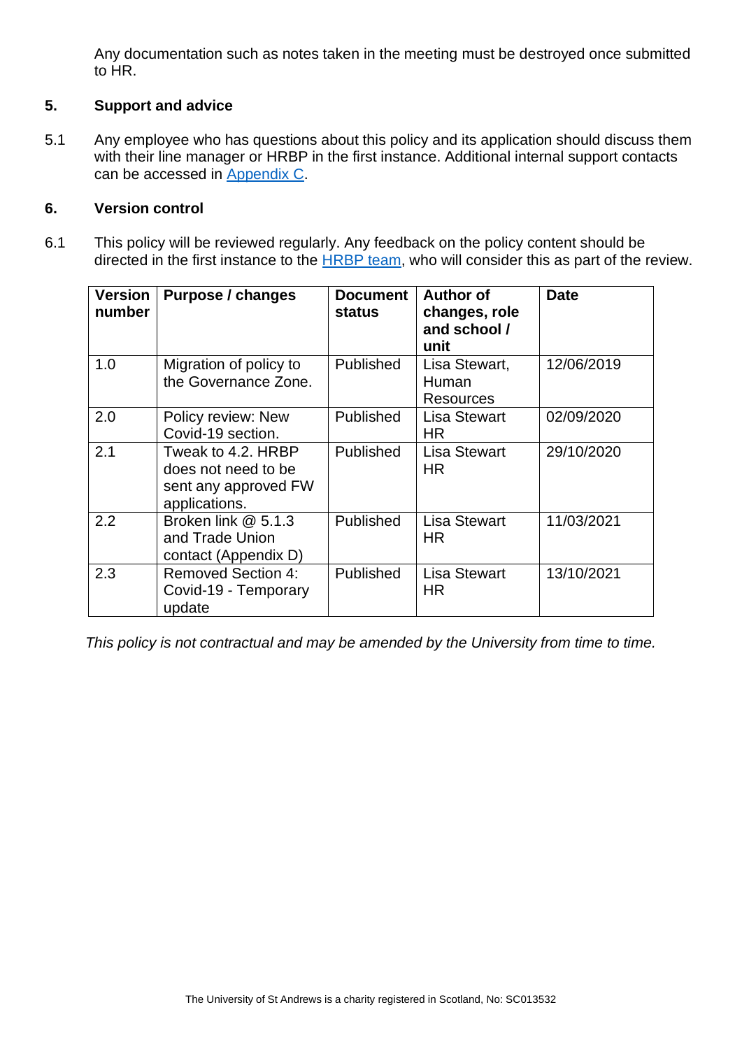Any documentation such as notes taken in the meeting must be destroyed once submitted to HR.

## 5. Support and advice

5.1 Any employee who has questions about this policy and its application should discuss them with their line manager or HRBP in the first instance. Additional internal support contacts can be accessed in Appendix C.

## 6. Version control

6.1 This policy will be reviewed regularly. Any feedback on the policy content should be directed in the first instance to the HRBP team, who will consider this as part of the review.

| Version number | Purpose / changes | Document status | Author of changes, role and school / unit | Date |
|---|---|---|---|---|
| 1.0 | Migration of policy to the Governance Zone. | Published | Lisa Stewart, Human Resources | 12/06/2019 |
| 2.0 | Policy review: New Covid-19 section. | Published | Lisa Stewart HR | 02/09/2020 |
| 2.1 | Tweak to 4.2. HRBP does not need to be sent any approved FW applications. | Published | Lisa Stewart HR | 29/10/2020 |
| 2.2 | Broken link @ 5.1.3 and Trade Union contact (Appendix D) | Published | Lisa Stewart HR | 11/03/2021 |
| 2.3 | Removed Section 4: Covid-19 - Temporary update | Published | Lisa Stewart HR | 13/10/2021 |

*This policy is not contractual and may be amended by the University from time to time.*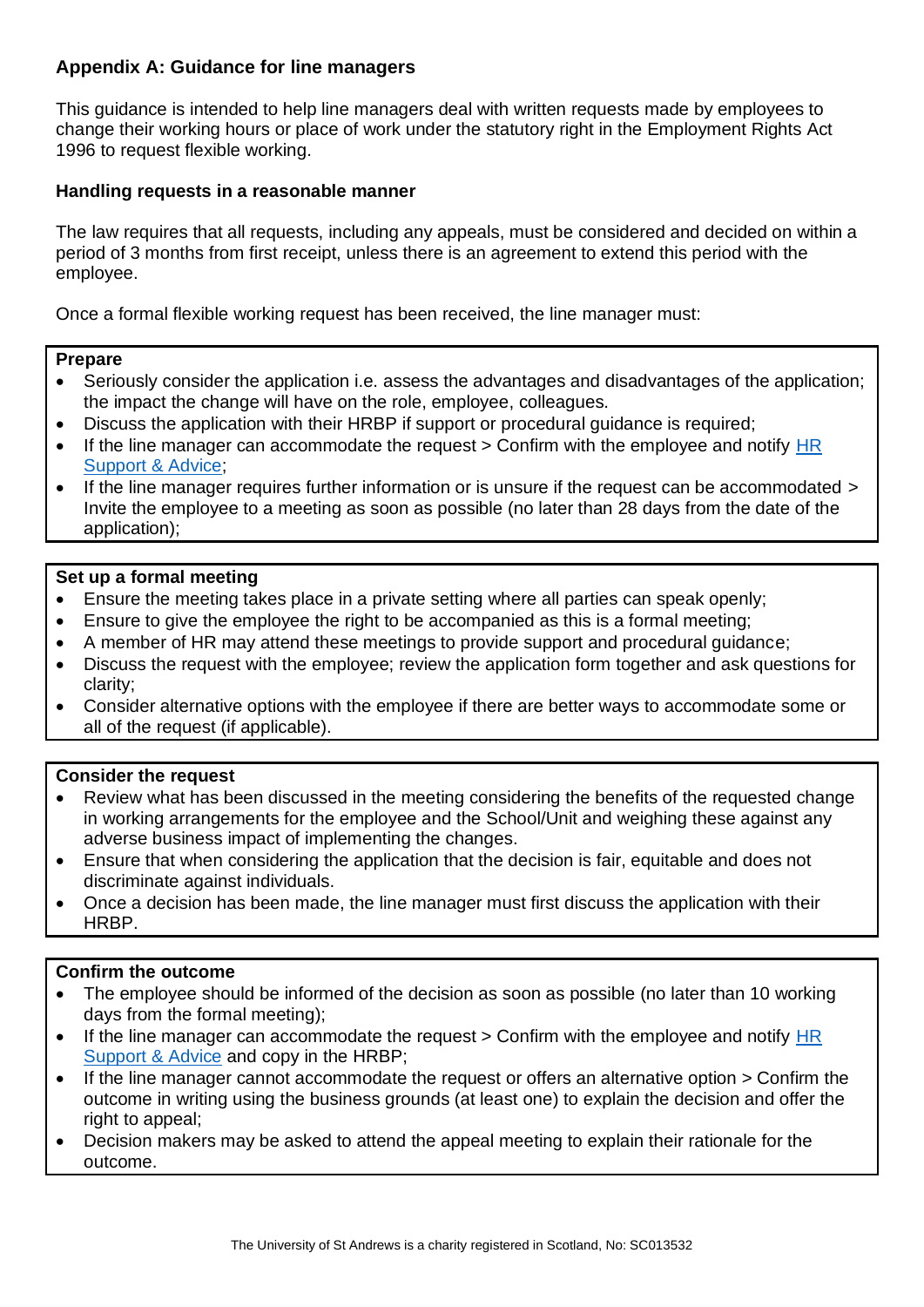## Appendix A: Guidance for line managers

This guidance is intended to help line managers deal with written requests made by employees to change their working hours or place of work under the statutory right in the Employment Rights Act 1996 to request flexible working.

### Handling requests in a reasonable manner

The law requires that all requests, including any appeals, must be considered and decided on within a period of 3 months from first receipt, unless there is an agreement to extend this period with the employee.

Once a formal flexible working request has been received, the line manager must:

**Prepare**

- Seriously consider the application i.e. assess the advantages and disadvantages of the application; the impact the change will have on the role, employee, colleagues.
- Discuss the application with their HRBP if support or procedural guidance is required;
- If the line manager can accommodate the request > Confirm with the employee and notify HR Support & Advice;
- If the line manager requires further information or is unsure if the request can be accommodated > Invite the employee to a meeting as soon as possible (no later than 28 days from the date of the application);

**Set up a formal meeting**

- Ensure the meeting takes place in a private setting where all parties can speak openly;
- Ensure to give the employee the right to be accompanied as this is a formal meeting;
- A member of HR may attend these meetings to provide support and procedural guidance;
- Discuss the request with the employee; review the application form together and ask questions for clarity;
- Consider alternative options with the employee if there are better ways to accommodate some or all of the request (if applicable).

**Consider the request**

- Review what has been discussed in the meeting considering the benefits of the requested change in working arrangements for the employee and the School/Unit and weighing these against any adverse business impact of implementing the changes.
- Ensure that when considering the application that the decision is fair, equitable and does not discriminate against individuals.
- Once a decision has been made, the line manager must first discuss the application with their HRBP.

**Confirm the outcome**

- The employee should be informed of the decision as soon as possible (no later than 10 working days from the formal meeting);
- If the line manager can accommodate the request > Confirm with the employee and notify HR Support & Advice and copy in the HRBP;
- If the line manager cannot accommodate the request or offers an alternative option > Confirm the outcome in writing using the business grounds (at least one) to explain the decision and offer the right to appeal;
- Decision makers may be asked to attend the appeal meeting to explain their rationale for the outcome.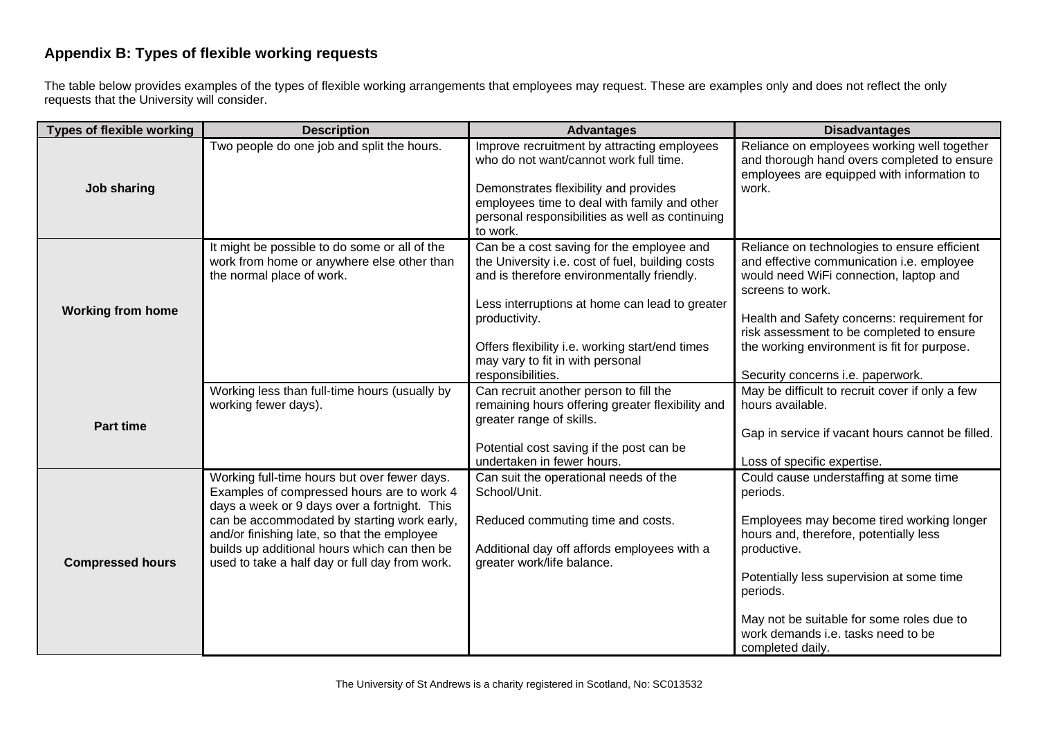## Appendix B: Types of flexible working requests

The table below provides examples of the types of flexible working arrangements that employees may request. These are examples only and does not reflect the only requests that the University will consider.

| Types of flexible working | Description | Advantages | Disadvantages |
|---|---|---|---|
| **Job sharing** | Two people do one job and split the hours. | Improve recruitment by attracting employees who do not want/cannot work full time.<br><br>Demonstrates flexibility and provides employees time to deal with family and other personal responsibilities as well as continuing to work. | Reliance on employees working well together and thorough hand overs completed to ensure employees are equipped with information to work. |
| **Working from home** | It might be possible to do some or all of the work from home or anywhere else other than the normal place of work. | Can be a cost saving for the employee and the University i.e. cost of fuel, building costs and is therefore environmentally friendly.<br><br>Less interruptions at home can lead to greater productivity.<br><br>Offers flexibility i.e. working start/end times may vary to fit in with personal responsibilities. | Reliance on technologies to ensure efficient and effective communication i.e. employee would need WiFi connection, laptop and screens to work.<br><br>Health and Safety concerns: requirement for risk assessment to be completed to ensure the working environment is fit for purpose.<br><br>Security concerns i.e. paperwork. |
| **Part time** | Working less than full-time hours (usually by working fewer days). | Can recruit another person to fill the remaining hours offering greater flexibility and greater range of skills.<br><br>Potential cost saving if the post can be undertaken in fewer hours. | May be difficult to recruit cover if only a few hours available.<br><br>Gap in service if vacant hours cannot be filled.<br><br>Loss of specific expertise. |
| **Compressed hours** | Working full-time hours but over fewer days. Examples of compressed hours are to work 4 days a week or 9 days over a fortnight. This can be accommodated by starting work early, and/or finishing late, so that the employee builds up additional hours which can then be used to take a half day or full day from work. | Can suit the operational needs of the School/Unit.<br><br>Reduced commuting time and costs.<br><br>Additional day off affords employees with a greater work/life balance. | Could cause understaffing at some time periods.<br><br>Employees may become tired working longer hours and, therefore, potentially less productive.<br><br>Potentially less supervision at some time periods.<br><br>May not be suitable for some roles due to work demands i.e. tasks need to be completed daily. |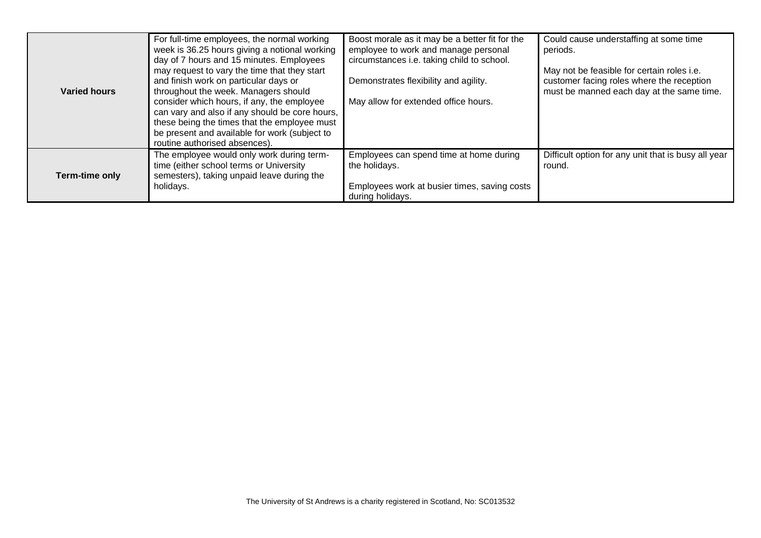| | | | |
|---|---|---|---|
| **Varied hours** | For full-time employees, the normal working week is 36.25 hours giving a notional working day of 7 hours and 15 minutes. Employees may request to vary the time that they start and finish work on particular days or throughout the week. Managers should consider which hours, if any, the employee can vary and also if any should be core hours, these being the times that the employee must be present and available for work (subject to routine authorised absences). | Boost morale as it may be a better fit for the employee to work and manage personal circumstances i.e. taking child to school.<br><br>Demonstrates flexibility and agility.<br><br>May allow for extended office hours. | Could cause understaffing at some time periods.<br><br>May not be feasible for certain roles i.e. customer facing roles where the reception must be manned each day at the same time. |
| **Term-time only** | The employee would only work during term-time (either school terms or University semesters), taking unpaid leave during the holidays. | Employees can spend time at home during the holidays.<br><br>Employees work at busier times, saving costs during holidays. | Difficult option for any unit that is busy all year round. |

The University of St Andrews is a charity registered in Scotland, No: SC013532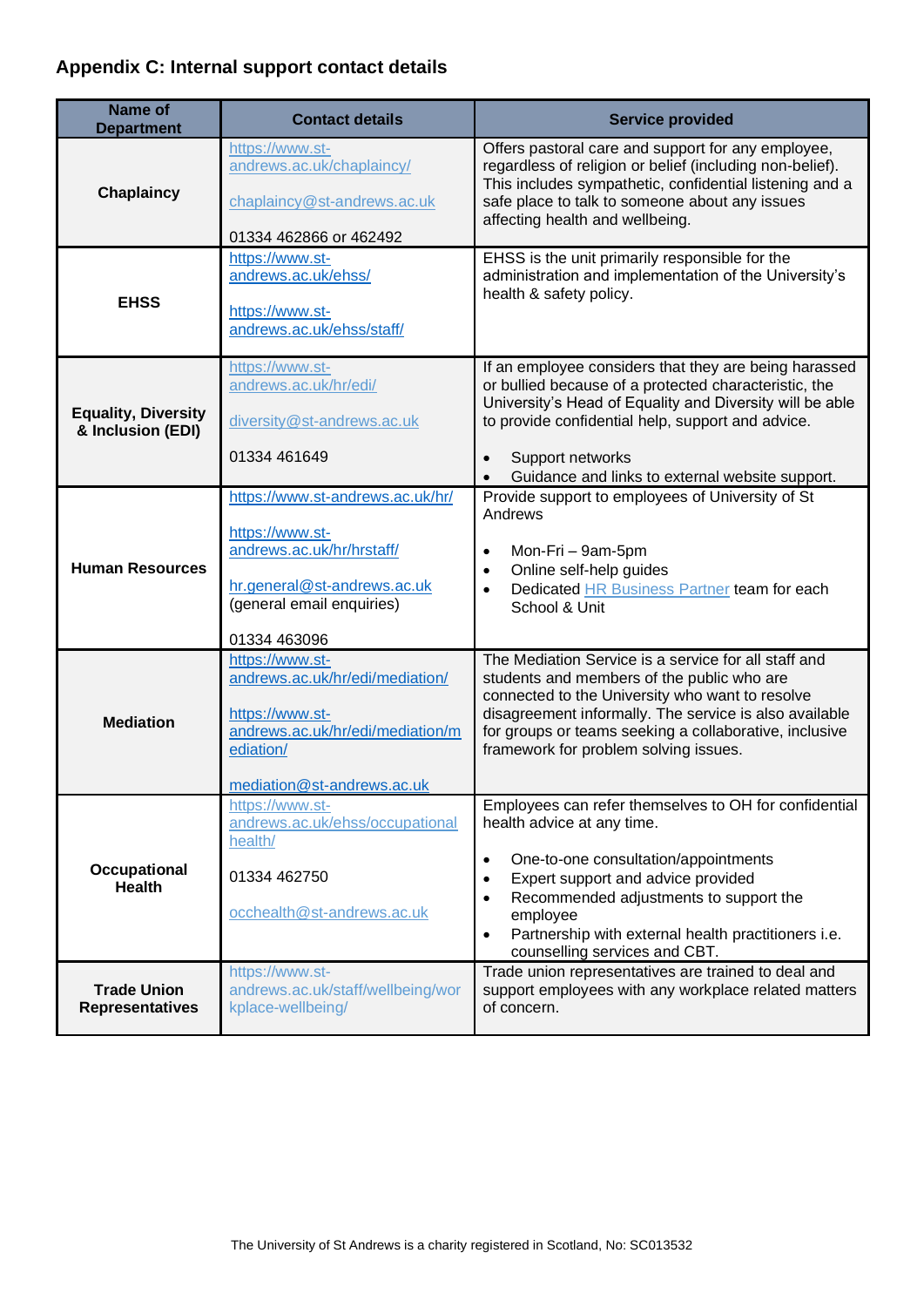## Appendix C: Internal support contact details

| Name of Department | Contact details | Service provided |
|---|---|---|
| **Chaplaincy** | https://www.st-andrews.ac.uk/chaplaincy/<br><br>chaplaincy@st-andrews.ac.uk<br><br>01334 462866 or 462492 | Offers pastoral care and support for any employee, regardless of religion or belief (including non-belief). This includes sympathetic, confidential listening and a safe place to talk to someone about any issues affecting health and wellbeing. |
| **EHSS** | https://www.st-andrews.ac.uk/ehss/<br><br>https://www.st-andrews.ac.uk/ehss/staff/ | EHSS is the unit primarily responsible for the administration and implementation of the University's health & safety policy. |
| **Equality, Diversity & Inclusion (EDI)** | https://www.st-andrews.ac.uk/hr/edi/<br><br>diversity@st-andrews.ac.uk<br><br>01334 461649 | If an employee considers that they are being harassed or bullied because of a protected characteristic, the University's Head of Equality and Diversity will be able to provide confidential help, support and advice.<br><br>• Support networks<br>• Guidance and links to external website support. |
| **Human Resources** | https://www.st-andrews.ac.uk/hr/<br><br>https://www.st-andrews.ac.uk/hr/hrstaff/<br><br>hr.general@st-andrews.ac.uk (general email enquiries)<br><br>01334 463096 | Provide support to employees of University of St Andrews<br><br>• Mon-Fri – 9am-5pm<br>• Online self-help guides<br>• Dedicated HR Business Partner team for each School & Unit |
| **Mediation** | https://www.st-andrews.ac.uk/hr/edi/mediation/<br><br>https://www.st-andrews.ac.uk/hr/edi/mediation/mediation/<br><br>mediation@st-andrews.ac.uk | The Mediation Service is a service for all staff and students and members of the public who are connected to the University who want to resolve disagreement informally. The service is also available for groups or teams seeking a collaborative, inclusive framework for problem solving issues. |
| **Occupational Health** | https://www.st-andrews.ac.uk/ehss/occupational health/<br><br>01334 462750<br><br>occhealth@st-andrews.ac.uk | Employees can refer themselves to OH for confidential health advice at any time.<br><br>• One-to-one consultation/appointments<br>• Expert support and advice provided<br>• Recommended adjustments to support the employee<br>• Partnership with external health practitioners i.e. counselling services and CBT. |
| **Trade Union Representatives** | https://www.st-andrews.ac.uk/staff/wellbeing/workplace-wellbeing/ | Trade union representatives are trained to deal and support employees with any workplace related matters of concern. |

The University of St Andrews is a charity registered in Scotland, No: SC013532